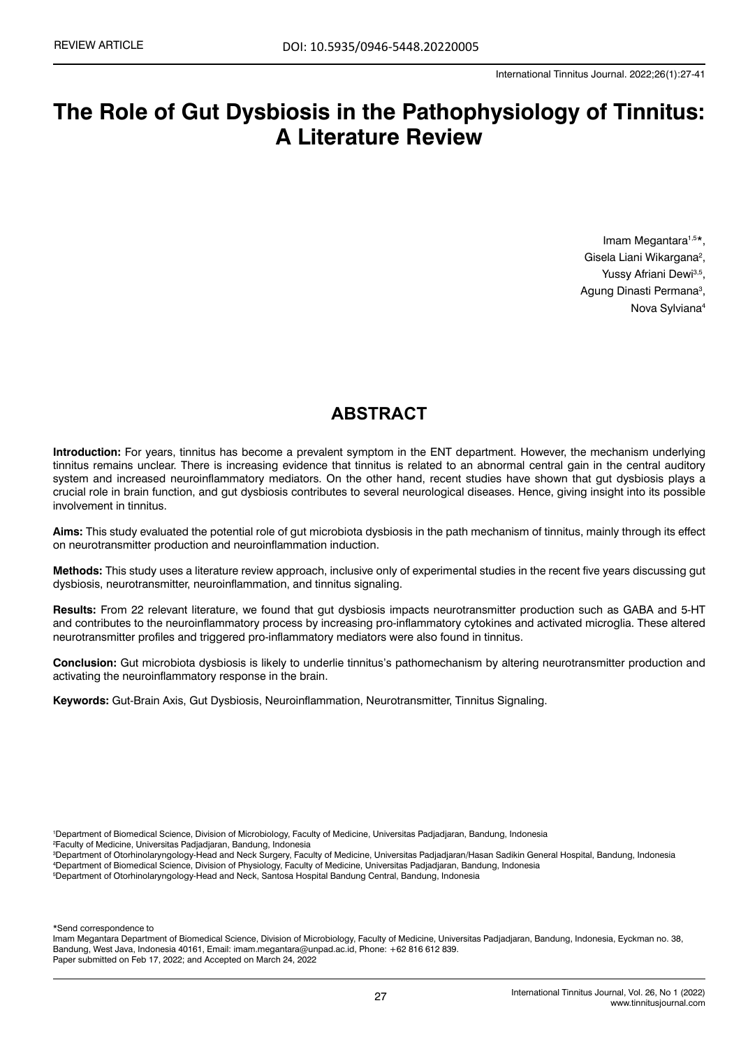REVIEW ARTICLE

DOI: 10.5935/0946-5448.20220005

# The Role of Gut Dysbiosis in the Pathophysiology of Tinnitus: A Literature Review

Imam Megantara[1,5]*,
Gisela Liani Wikargana[2],
Yussy Afriani Dewi[3,5],
Agung Dinasti Permana[3],
Nova Sylviana[4]

## ABSTRACT

**Introduction:** For years, tinnitus has become a prevalent symptom in the ENT department. However, the mechanism underlying tinnitus remains unclear. There is increasing evidence that tinnitus is related to an abnormal central gain in the central auditory system and increased neuroinflammatory mediators. On the other hand, recent studies have shown that gut dysbiosis plays a crucial role in brain function, and gut dysbiosis contributes to several neurological diseases. Hence, giving insight into its possible involvement in tinnitus.

**Aims:** This study evaluated the potential role of gut microbiota dysbiosis in the path mechanism of tinnitus, mainly through its effect on neurotransmitter production and neuroinflammation induction.

**Methods:** This study uses a literature review approach, inclusive only of experimental studies in the recent five years discussing gut dysbiosis, neurotransmitter, neuroinflammation, and tinnitus signaling.

**Results:** From 22 relevant literature, we found that gut dysbiosis impacts neurotransmitter production such as GABA and 5-HT and contributes to the neuroinflammatory process by increasing pro-inflammatory cytokines and activated microglia. These altered neurotransmitter profiles and triggered pro-inflammatory mediators were also found in tinnitus.

**Conclusion:** Gut microbiota dysbiosis is likely to underlie tinnitus's pathomechanism by altering neurotransmitter production and activating the neuroinflammatory response in the brain.

**Keywords:** Gut-Brain Axis, Gut Dysbiosis, Neuroinflammation, Neurotransmitter, Tinnitus Signaling.

[1]Department of Biomedical Science, Division of Microbiology, Faculty of Medicine, Universitas Padjadjaran, Bandung, Indonesia
[2]Faculty of Medicine, Universitas Padjadjaran, Bandung, Indonesia
[3]Department of Otorhinolaryngology-Head and Neck Surgery, Faculty of Medicine, Universitas Padjadjaran/Hasan Sadikin General Hospital, Bandung, Indonesia
[4]Department of Biomedical Science, Division of Physiology, Faculty of Medicine, Universitas Padjadjaran, Bandung, Indonesia
[5]Department of Otorhinolaryngology-Head and Neck, Santosa Hospital Bandung Central, Bandung, Indonesia

*Send correspondence to
Imam Megantara Department of Biomedical Science, Division of Microbiology, Faculty of Medicine, Universitas Padjadjaran, Bandung, Indonesia, Eyckman no. 38, Bandung, West Java, Indonesia 40161, Email: imam.megantara@unpad.ac.id, Phone: +62 816 612 839.
Paper submitted on Feb 17, 2022; and Accepted on March 24, 2022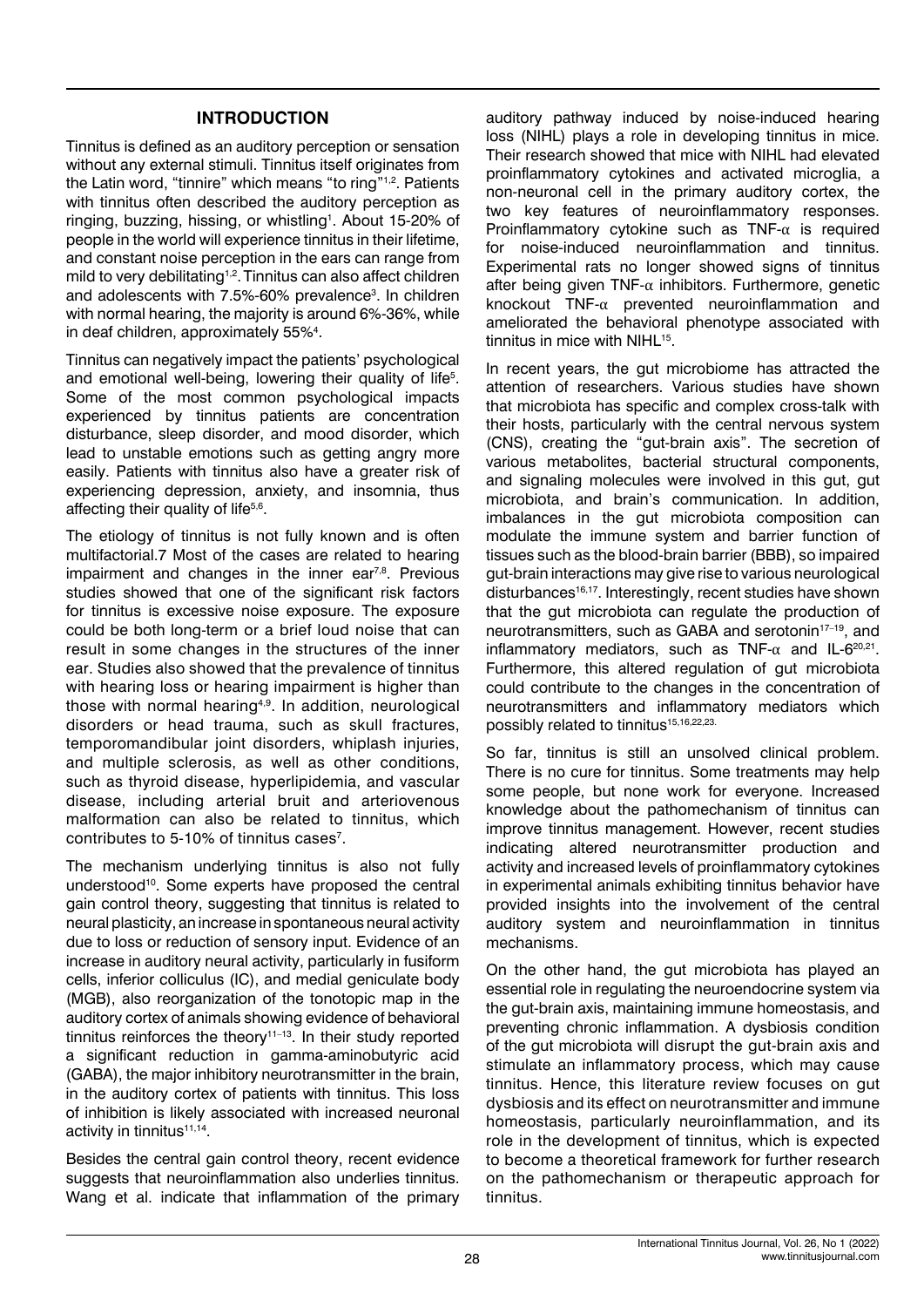## INTRODUCTION

Tinnitus is defined as an auditory perception or sensation without any external stimuli. Tinnitus itself originates from the Latin word, "tinnire" which means "to ring"[1,2]. Patients with tinnitus often described the auditory perception as ringing, buzzing, hissing, or whistling[1]. About 15-20% of people in the world will experience tinnitus in their lifetime, and constant noise perception in the ears can range from mild to very debilitating[1,2]. Tinnitus can also affect children and adolescents with 7.5%-60% prevalence[3]. In children with normal hearing, the majority is around 6%-36%, while in deaf children, approximately 55%[4].

Tinnitus can negatively impact the patients' psychological and emotional well-being, lowering their quality of life[5]. Some of the most common psychological impacts experienced by tinnitus patients are concentration disturbance, sleep disorder, and mood disorder, which lead to unstable emotions such as getting angry more easily. Patients with tinnitus also have a greater risk of experiencing depression, anxiety, and insomnia, thus affecting their quality of life[5,6].

The etiology of tinnitus is not fully known and is often multifactorial.7 Most of the cases are related to hearing impairment and changes in the inner ear[7,8]. Previous studies showed that one of the significant risk factors for tinnitus is excessive noise exposure. The exposure could be both long-term or a brief loud noise that can result in some changes in the structures of the inner ear. Studies also showed that the prevalence of tinnitus with hearing loss or hearing impairment is higher than those with normal hearing[4,9]. In addition, neurological disorders or head trauma, such as skull fractures, temporomandibular joint disorders, whiplash injuries, and multiple sclerosis, as well as other conditions, such as thyroid disease, hyperlipidemia, and vascular disease, including arterial bruit and arteriovenous malformation can also be related to tinnitus, which contributes to 5-10% of tinnitus cases[7].

The mechanism underlying tinnitus is also not fully understood[10]. Some experts have proposed the central gain control theory, suggesting that tinnitus is related to neural plasticity, an increase in spontaneous neural activity due to loss or reduction of sensory input. Evidence of an increase in auditory neural activity, particularly in fusiform cells, inferior colliculus (IC), and medial geniculate body (MGB), also reorganization of the tonotopic map in the auditory cortex of animals showing evidence of behavioral tinnitus reinforces the theory[11–13]. In their study reported a significant reduction in gamma-aminobutyric acid (GABA), the major inhibitory neurotransmitter in the brain, in the auditory cortex of patients with tinnitus. This loss of inhibition is likely associated with increased neuronal activity in tinnitus[11,14].

Besides the central gain control theory, recent evidence suggests that neuroinflammation also underlies tinnitus. Wang et al. indicate that inflammation of the primary auditory pathway induced by noise-induced hearing loss (NIHL) plays a role in developing tinnitus in mice. Their research showed that mice with NIHL had elevated proinflammatory cytokines and activated microglia, a non-neuronal cell in the primary auditory cortex, the two key features of neuroinflammatory responses. Proinflammatory cytokine such as TNF-α is required for noise-induced neuroinflammation and tinnitus. Experimental rats no longer showed signs of tinnitus after being given TNF-α inhibitors. Furthermore, genetic knockout TNF-α prevented neuroinflammation and ameliorated the behavioral phenotype associated with tinnitus in mice with NIHL[15].

In recent years, the gut microbiome has attracted the attention of researchers. Various studies have shown that microbiota has specific and complex cross-talk with their hosts, particularly with the central nervous system (CNS), creating the "gut-brain axis". The secretion of various metabolites, bacterial structural components, and signaling molecules were involved in this gut, gut microbiota, and brain's communication. In addition, imbalances in the gut microbiota composition can modulate the immune system and barrier function of tissues such as the blood-brain barrier (BBB), so impaired gut-brain interactions may give rise to various neurological disturbances[16,17]. Interestingly, recent studies have shown that the gut microbiota can regulate the production of neurotransmitters, such as GABA and serotonin[17–19], and inflammatory mediators, such as TNF-α and IL-6[20,21]. Furthermore, this altered regulation of gut microbiota could contribute to the changes in the concentration of neurotransmitters and inflammatory mediators which possibly related to tinnitus[15,16,22,23].

So far, tinnitus is still an unsolved clinical problem. There is no cure for tinnitus. Some treatments may help some people, but none work for everyone. Increased knowledge about the pathomechanism of tinnitus can improve tinnitus management. However, recent studies indicating altered neurotransmitter production and activity and increased levels of proinflammatory cytokines in experimental animals exhibiting tinnitus behavior have provided insights into the involvement of the central auditory system and neuroinflammation in tinnitus mechanisms.

On the other hand, the gut microbiota has played an essential role in regulating the neuroendocrine system via the gut-brain axis, maintaining immune homeostasis, and preventing chronic inflammation. A dysbiosis condition of the gut microbiota will disrupt the gut-brain axis and stimulate an inflammatory process, which may cause tinnitus. Hence, this literature review focuses on gut dysbiosis and its effect on neurotransmitter and immune homeostasis, particularly neuroinflammation, and its role in the development of tinnitus, which is expected to become a theoretical framework for further research on the pathomechanism or therapeutic approach for tinnitus.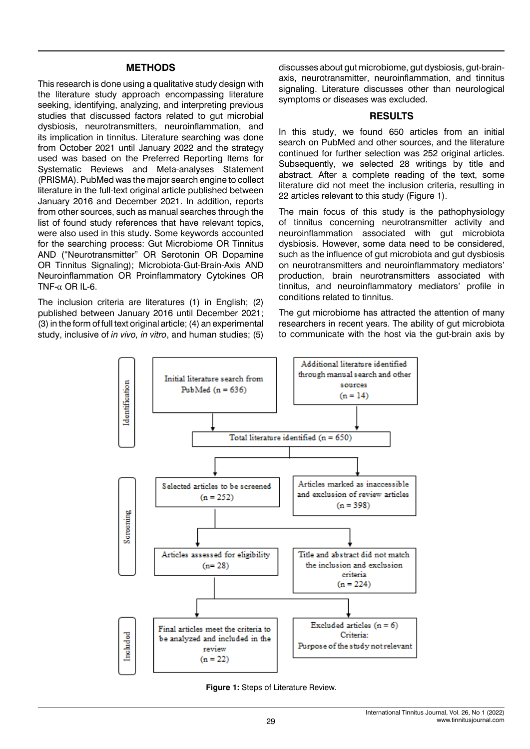## METHODS

This research is done using a qualitative study design with the literature study approach encompassing literature seeking, identifying, analyzing, and interpreting previous studies that discussed factors related to gut microbial dysbiosis, neurotransmitters, neuroinflammation, and its implication in tinnitus. Literature searching was done from October 2021 until January 2022 and the strategy used was based on the Preferred Reporting Items for Systematic Reviews and Meta-analyses Statement (PRISMA). PubMed was the major search engine to collect literature in the full-text original article published between January 2016 and December 2021. In addition, reports from other sources, such as manual searches through the list of found study references that have relevant topics, were also used in this study. Some keywords accounted for the searching process: Gut Microbiome OR Tinnitus AND ("Neurotransmitter" OR Serotonin OR Dopamine OR Tinnitus Signaling); Microbiota-Gut-Brain-Axis AND Neuroinflammation OR Proinflammatory Cytokines OR TNF-α OR IL-6.

The inclusion criteria are literatures (1) in English; (2) published between January 2016 until December 2021; (3) in the form of full text original article; (4) an experimental study, inclusive of *in vivo, in vitro*, and human studies; (5) discusses about gut microbiome, gut dysbiosis, gut-brain-axis, neurotransmitter, neuroinflammation, and tinnitus signaling. Literature discusses other than neurological symptoms or diseases was excluded.

## RESULTS

In this study, we found 650 articles from an initial search on PubMed and other sources, and the literature continued for further selection was 252 original articles. Subsequently, we selected 28 writings by title and abstract. After a complete reading of the text, some literature did not meet the inclusion criteria, resulting in 22 articles relevant to this study (Figure 1).

The main focus of this study is the pathophysiology of tinnitus concerning neurotransmitter activity and neuroinflammation associated with gut microbiota dysbiosis. However, some data need to be considered, such as the influence of gut microbiota and gut dysbiosis on neurotransmitters and neuroinflammatory mediators' production, brain neurotransmitters associated with tinnitus, and neuroinflammatory mediators' profile in conditions related to tinnitus.

The gut microbiome has attracted the attention of many researchers in recent years. The ability of gut microbiota to communicate with the host via the gut-brain axis by

**Identification**
- Initial literature search from PubMed (n = 636)
- Additional literature identified through manual search and other sources (n = 14)
- Total literature identified (n = 650)

**Screening**
- Selected articles to be screened (n = 252)
- Articles marked as inaccessible and exclusion of review articles (n = 398)
- Articles assessed for eligibility (n= 28)
- Title and abstract did not match the inclusion and exclusion criteria (n = 224)

**Included**
- Final articles meet the criteria to be analyzed and included in the review (n = 22)
- Excluded articles (n = 6) Criteria: Purpose of the study not relevant

**Figure 1:** Steps of Literature Review.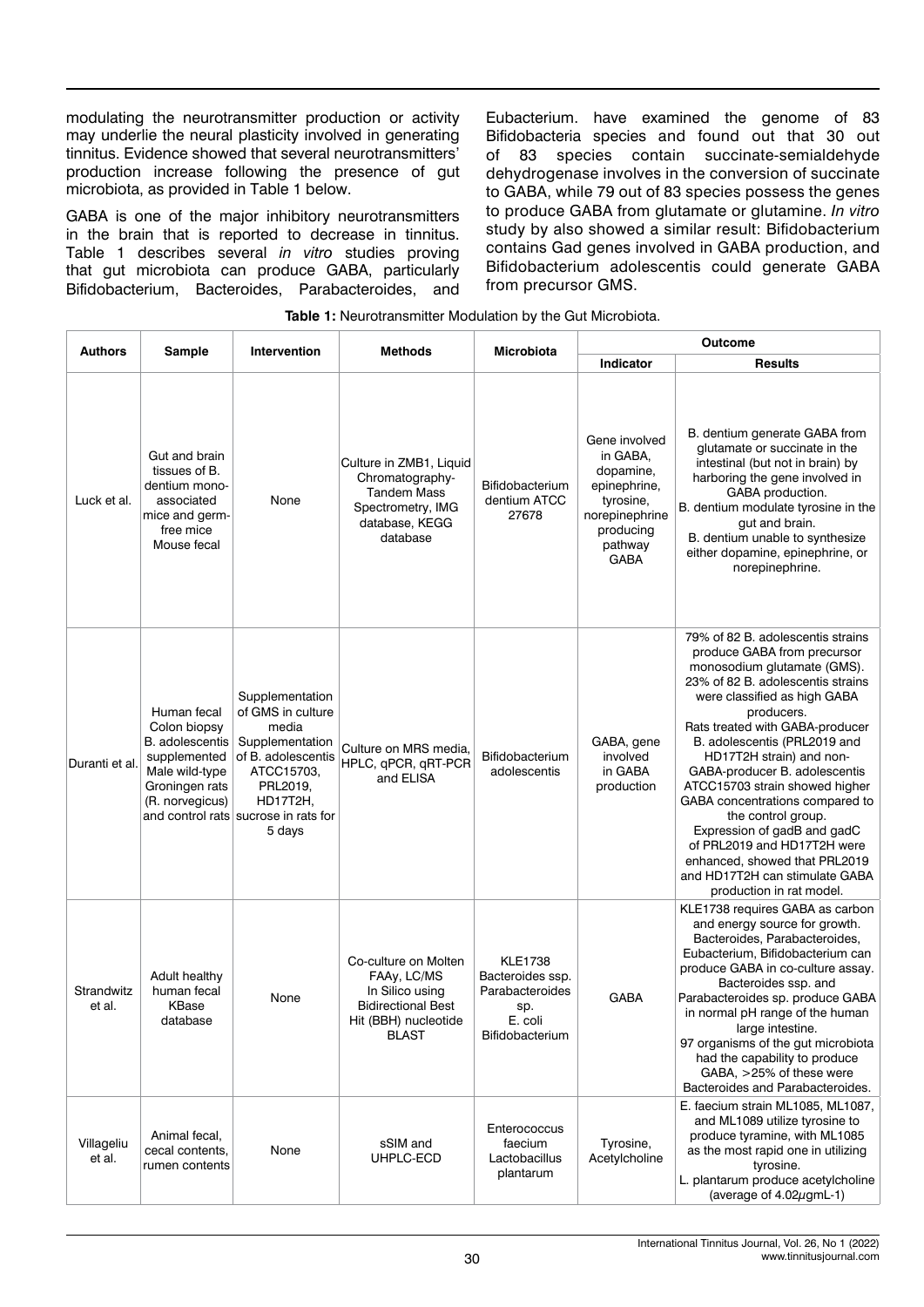modulating the neurotransmitter production or activity may underlie the neural plasticity involved in generating tinnitus. Evidence showed that several neurotransmitters' production increase following the presence of gut microbiota, as provided in Table 1 below.

GABA is one of the major inhibitory neurotransmitters in the brain that is reported to decrease in tinnitus. Table 1 describes several *in vitro* studies proving that gut microbiota can produce GABA, particularly Bifidobacterium, Bacteroides, Parabacteroides, and Eubacterium. have examined the genome of 83 Bifidobacteria species and found out that 30 out of 83 species contain succinate-semialdehyde dehydrogenase involves in the conversion of succinate to GABA, while 79 out of 83 species possess the genes to produce GABA from glutamate or glutamine. *In vitro* study by also showed a similar result: Bifidobacterium contains Gad genes involved in GABA production, and Bifidobacterium adolescentis could generate GABA from precursor GMS.

**Table 1:** Neurotransmitter Modulation by the Gut Microbiota.

| Authors | Sample | Intervention | Methods | Microbiota | Outcome | |
|---|---|---|---|---|---|---|
| | | | | | Indicator | Results |
| Luck et al. | Gut and brain tissues of B. dentium mono-associated mice and germ-free mice Mouse fecal | None | Culture in ZMB1, Liquid Chromatography-Tandem Mass Spectrometry, IMG database, KEGG database | Bifidobacterium dentium ATCC 27678 | Gene involved in GABA, dopamine, epinephrine, tyrosine, norepinephrine producing pathway GABA | B. dentium generate GABA from glutamate or succinate in the intestinal (but not in brain) by harboring the gene involved in GABA production. B. dentium modulate tyrosine in the gut and brain. B. dentium unable to synthesize either dopamine, epinephrine, or norepinephrine. |
| Duranti et al. | Human fecal Colon biopsy B. adolescentis supplemented Male wild-type Groningen rats (R. norvegicus) and control rats | Supplementation of GMS in culture media Supplementation of B. adolescentis ATCC15703, PRL2019, HD17T2H, sucrose in rats for 5 days | Culture on MRS media, HPLC, qPCR, qRT-PCR and ELISA | Bifidobacterium adolescentis | GABA, gene involved in GABA production | 79% of 82 B. adolescentis strains produce GABA from precursor monosodium glutamate (GMS). 23% of 82 B. adolescentis strains were classified as high GABA producers. Rats treated with GABA-producer B. adolescentis (PRL2019 and HD17T2H strain) and non-GABA-producer B. adolescentis ATCC15703 strain showed higher GABA concentrations compared to the control group. Expression of gadB and gadC of PRL2019 and HD17T2H were enhanced, showed that PRL2019 and HD17T2H can stimulate GABA production in rat model. |
| Strandwitz et al. | Adult healthy human fecal KBase database | None | Co-culture on Molten FAAy, LC/MS In Silico using Bidirectional Best Hit (BBH) nucleotide BLAST | KLE1738 Bacteroides ssp. Parabacteroides sp. E. coli Bifidobacterium | GABA | KLE1738 requires GABA as carbon and energy source for growth. Bacteroides, Parabacteroides, Eubacterium, Bifidobacterium can produce GABA in co-culture assay. Bacteroides ssp. and Parabacteroides sp. produce GABA in normal pH range of the human large intestine. 97 organisms of the gut microbiota had the capability to produce GABA, >25% of these were Bacteroides and Parabacteroides. |
| Villageliu et al. | Animal fecal, cecal contents, rumen contents | None | sSIM and UHPLC-ECD | Enterococcus faecium Lactobacillus plantarum | Tyrosine, Acetylcholine | E. faecium strain ML1085, ML1087, and ML1089 utilize tyrosine to produce tyramine, with ML1085 as the most rapid one in utilizing tyrosine. L. plantarum produce acetylcholine (average of 4.02µgmL-1) |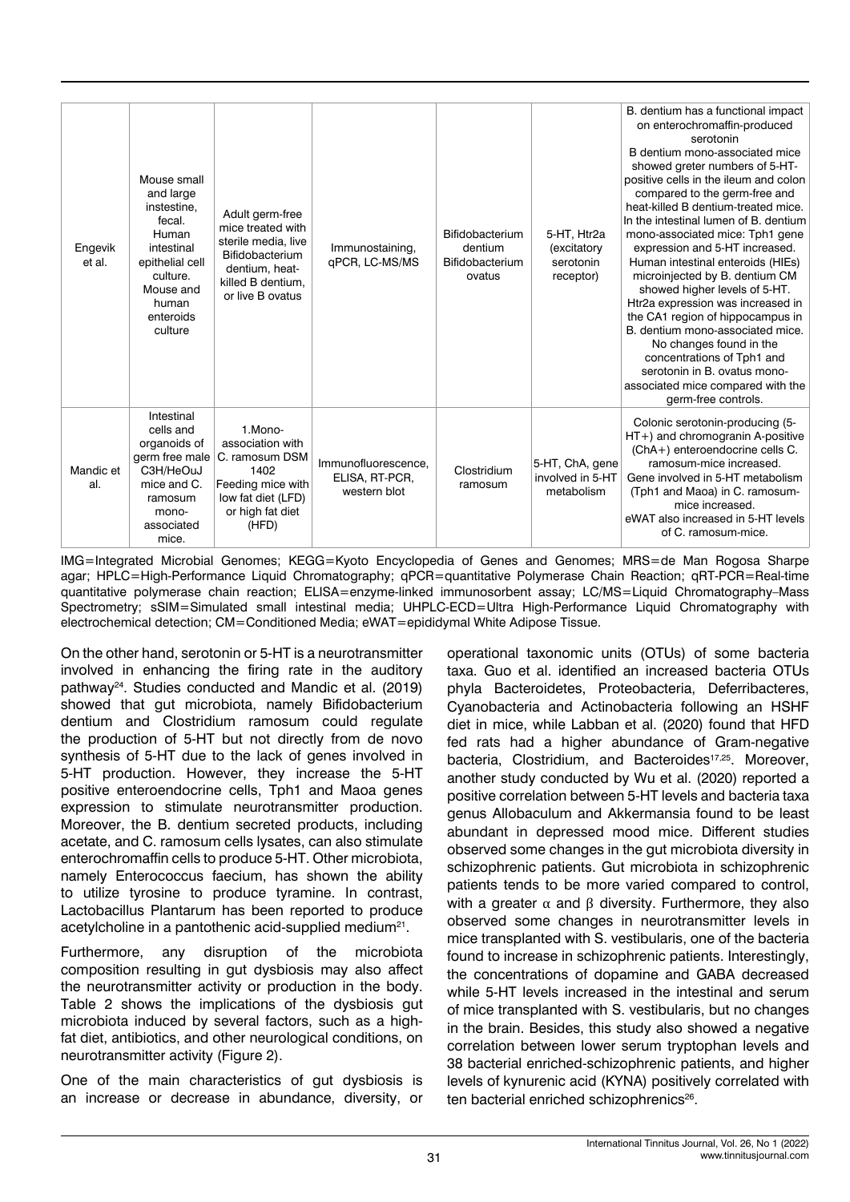| | | | | | | |
|---|---|---|---|---|---|---|
| Engevik et al. | Mouse small and large instestine, fecal. Human intestinal epithelial cell culture. Mouse and human enteroids culture | Adult germ-free mice treated with sterile media, live Bifidobacterium dentium, heat-killed B dentium, or live B ovatus | Immunostaining, qPCR, LC-MS/MS | Bifidobacterium dentium Bifidobacterium ovatus | 5-HT, Htr2a (excitatory serotonin receptor) | B. dentium has a functional impact on enterochromaffin-produced serotonin B dentium mono-associated mice showed greter numbers of 5-HT-positive cells in the ileum and colon compared to the germ-free and heat-killed B dentium-treated mice. In the intestinal lumen of B. dentium mono-associated mice: Tph1 gene expression and 5-HT increased. Human intestinal enteroids (HIEs) microinjected by B. dentium CM showed higher levels of 5-HT. Htr2a expression was increased in the CA1 region of hippocampus in B. dentium mono-associated mice. No changes found in the concentrations of Tph1 and serotonin in B. ovatus mono-associated mice compared with the germ-free controls. |
| Mandic et al. | Intestinal cells and organoids of germ free male C3H/HeOuJ mice and C. ramosum mono-associated mice. | 1.Mono-association with C. ramosum DSM 1402 Feeding mice with low fat diet (LFD) or high fat diet (HFD) | Immunofluorescence, ELISA, RT-PCR, western blot | Clostridium ramosum | 5-HT, ChA, gene involved in 5-HT metabolism | Colonic serotonin-producing (5-HT+) and chromogranin A-positive (ChA+) enteroendocrine cells C. ramosum-mice increased. Gene involved in 5-HT metabolism (Tph1 and Maoa) in C. ramosum-mice increased. eWAT also increased in 5-HT levels of C. ramosum-mice. |

IMG=Integrated Microbial Genomes; KEGG=Kyoto Encyclopedia of Genes and Genomes; MRS=de Man Rogosa Sharpe agar; HPLC=High-Performance Liquid Chromatography; qPCR=quantitative Polymerase Chain Reaction; qRT-PCR=Real-time quantitative polymerase chain reaction; ELISA=enzyme-linked immunosorbent assay; LC/MS=Liquid Chromatography–Mass Spectrometry; sSIM=Simulated small intestinal media; UHPLC-ECD=Ultra High-Performance Liquid Chromatography with electrochemical detection; CM=Conditioned Media; eWAT=epididymal White Adipose Tissue.

On the other hand, serotonin or 5-HT is a neurotransmitter involved in enhancing the firing rate in the auditory pathway[24]. Studies conducted and Mandic et al. (2019) showed that gut microbiota, namely Bifidobacterium dentium and Clostridium ramosum could regulate the production of 5-HT but not directly from de novo synthesis of 5-HT due to the lack of genes involved in 5-HT production. However, they increase the 5-HT positive enteroendocrine cells, Tph1 and Maoa genes expression to stimulate neurotransmitter production. Moreover, the B. dentium secreted products, including acetate, and C. ramosum cells lysates, can also stimulate enterochromaffin cells to produce 5-HT. Other microbiota, namely Enterococcus faecium, has shown the ability to utilize tyrosine to produce tyramine. In contrast, Lactobacillus Plantarum has been reported to produce acetylcholine in a pantothenic acid-supplied medium[21].

Furthermore, any disruption of the microbiota composition resulting in gut dysbiosis may also affect the neurotransmitter activity or production in the body. Table 2 shows the implications of the dysbiosis gut microbiota induced by several factors, such as a high-fat diet, antibiotics, and other neurological conditions, on neurotransmitter activity (Figure 2).

One of the main characteristics of gut dysbiosis is an increase or decrease in abundance, diversity, or operational taxonomic units (OTUs) of some bacteria taxa. Guo et al. identified an increased bacteria OTUs phyla Bacteroidetes, Proteobacteria, Deferribacteres, Cyanobacteria and Actinobacteria following an HSHF diet in mice, while Labban et al. (2020) found that HFD fed rats had a higher abundance of Gram-negative bacteria, Clostridium, and Bacteroides[17,25]. Moreover, another study conducted by Wu et al. (2020) reported a positive correlation between 5-HT levels and bacteria taxa genus Allobaculum and Akkermansia found to be least abundant in depressed mood mice. Different studies observed some changes in the gut microbiota diversity in schizophrenic patients. Gut microbiota in schizophrenic patients tends to be more varied compared to control, with a greater $\alpha$ and $\beta$ diversity. Furthermore, they also observed some changes in neurotransmitter levels in mice transplanted with S. vestibularis, one of the bacteria found to increase in schizophrenic patients. Interestingly, the concentrations of dopamine and GABA decreased while 5-HT levels increased in the intestinal and serum of mice transplanted with S. vestibularis, but no changes in the brain. Besides, this study also showed a negative correlation between lower serum tryptophan levels and 38 bacterial enriched-schizophrenic patients, and higher levels of kynurenic acid (KYNA) positively correlated with ten bacterial enriched schizophrenics[26].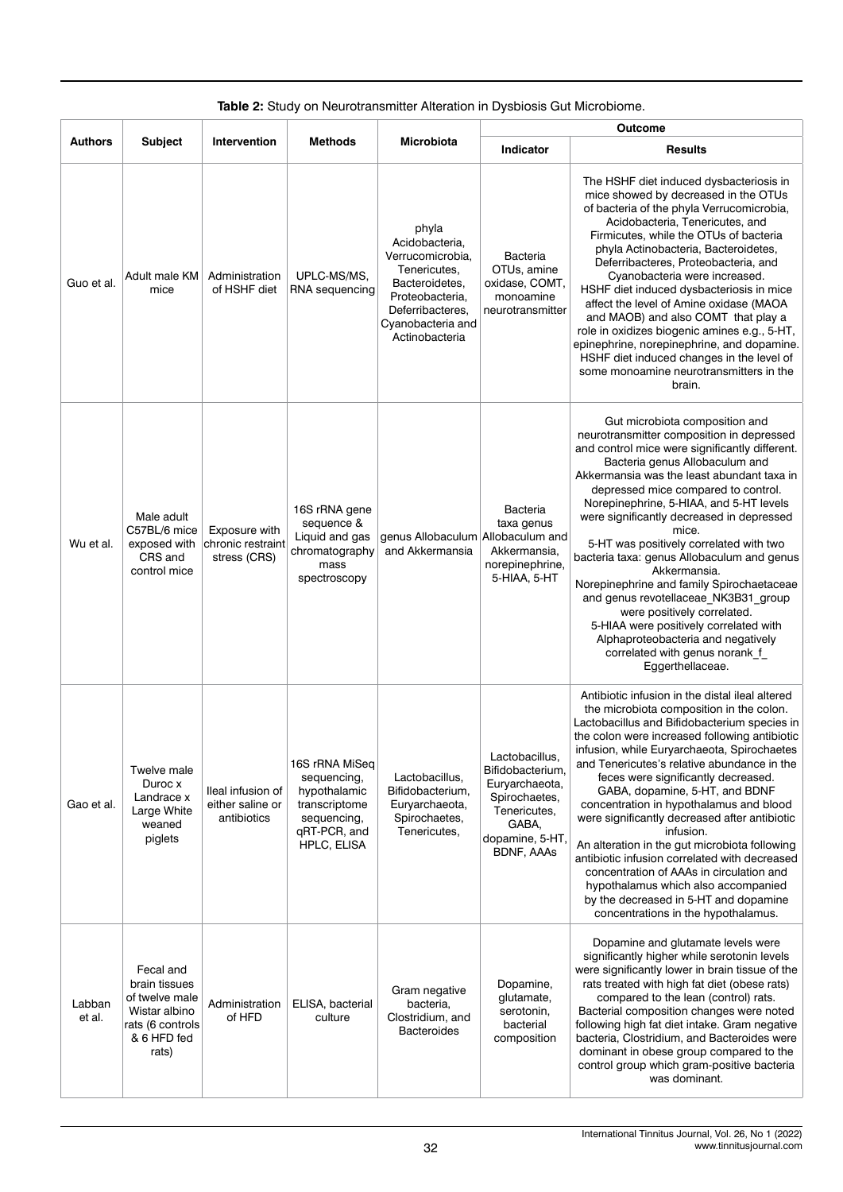**Table 2:** Study on Neurotransmitter Alteration in Dysbiosis Gut Microbiome.

| Authors | Subject | Intervention | Methods | Microbiota | Outcome | |
|---|---|---|---|---|---|---|
| | | | | | Indicator | Results |
| Guo et al. | Adult male KM mice | Administration of HSHF diet | UPLC-MS/MS, RNA sequencing | phyla Acidobacteria, Verrucomicrobia, Tenericutes, Bacteroidetes, Proteobacteria, Deferribacteres, Cyanobacteria and Actinobacteria | Bacteria OTUs, amine oxidase, COMT, monoamine neurotransmitter | The HSHF diet induced dysbacteriosis in mice showed by decreased in the OTUs of bacteria of the phyla Verrucomicrobia, Acidobacteria, Tenericutes, and Firmicutes, while the OTUs of bacteria phyla Actinobacteria, Bacteroidetes, Deferribacteres, Proteobacteria, and Cyanobacteria were increased. HSHF diet induced dysbacteriosis in mice affect the level of Amine oxidase (MAOA and MAOB) and also COMT that play a role in oxidizes biogenic amines e.g., 5-HT, epinephrine, norepinephrine, and dopamine. HSHF diet induced changes in the level of some monoamine neurotransmitters in the brain. |
| Wu et al. | Male adult C57BL/6 mice exposed with CRS and control mice | Exposure with chronic restraint stress (CRS) | 16S rRNA gene sequence & Liquid and gas chromatography mass spectroscopy | genus Allobaculum and Akkermansia | Bacteria taxa genus Allobaculum and Akkermansia, norepinephrine, 5-HIAA, 5-HT | Gut microbiota composition and neurotransmitter composition in depressed and control mice were significantly different. Bacteria genus Allobaculum and Akkermansia was the least abundant taxa in depressed mice compared to control. Norepinephrine, 5-HIAA, and 5-HT levels were significantly decreased in depressed mice. 5-HT was positively correlated with two bacteria taxa: genus Allobaculum and genus Akkermansia. Norepinephrine and family Spirochaetaceae and genus revotellaceae_NK3B31_group were positively correlated. 5-HIAA were positively correlated with Alphaproteobacteria and negatively correlated with genus norank_f_ Eggerthellaceae. |
| Gao et al. | Twelve male Duroc x Landrace x Large White weaned piglets | Ileal infusion of either saline or antibiotics | 16S rRNA MiSeq sequencing, hypothalamic transcriptome sequencing, qRT-PCR, and HPLC, ELISA | Lactobacillus, Bifidobacterium, Euryarchaeota, Spirochaetes, Tenericutes, | Lactobacillus, Bifidobacterium, Euryarchaeota, Spirochaetes, Tenericutes, GABA, dopamine, 5-HT, BDNF, AAAs | Antibiotic infusion in the distal ileal altered the microbiota composition in the colon. Lactobacillus and Bifidobacterium species in the colon were increased following antibiotic infusion, while Euryarchaeota, Spirochaetes and Tenericutes's relative abundance in the feces were significantly decreased. GABA, dopamine, 5-HT, and BDNF concentration in hypothalamus and blood were significantly decreased after antibiotic infusion. An alteration in the gut microbiota following antibiotic infusion correlated with decreased concentration of AAAs in circulation and hypothalamus which also accompanied by the decreased in 5-HT and dopamine concentrations in the hypothalamus. |
| Labban et al. | Fecal and brain tissues of twelve male Wistar albino rats (6 controls & 6 HFD fed rats) | Administration of HFD | ELISA, bacterial culture | Gram negative bacteria, Clostridium, and Bacteroides | Dopamine, glutamate, serotonin, bacterial composition | Dopamine and glutamate levels were significantly higher while serotonin levels were significantly lower in brain tissue of the rats treated with high fat diet (obese rats) compared to the lean (control) rats. Bacterial composition changes were noted following high fat diet intake. Gram negative bacteria, Clostridium, and Bacteroides were dominant in obese group compared to the control group which gram-positive bacteria was dominant. |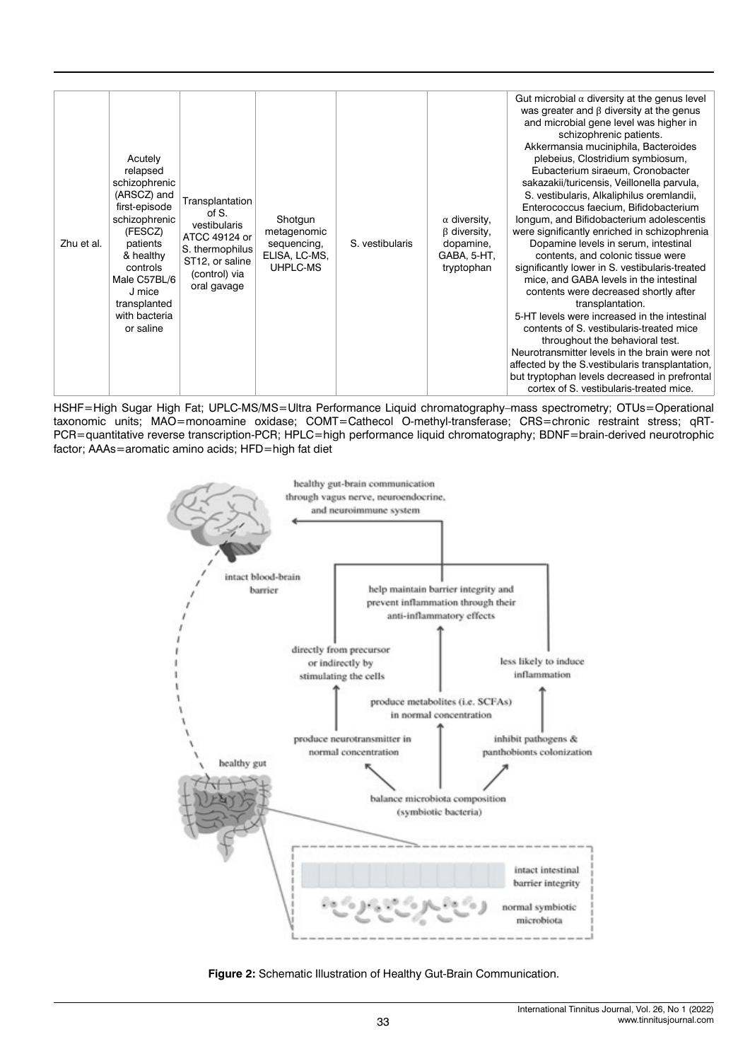| Zhu et al. | Acutely relapsed schizophrenic (ARSCZ) and first-episode schizophrenic (FESCZ) patients & healthy controls Male C57BL/6 J mice transplanted with bacteria or saline | Transplantation of S. vestibularis ATCC 49124 or S. thermophilus ST12, or saline (control) via oral gavage | Shotgun metagenomic sequencing, ELISA, LC-MS, UHPLC-MS | S. vestibularis | α diversity, β diversity, dopamine, GABA, 5-HT, tryptophan | Gut microbial α diversity at the genus level was greater and β diversity at the genus and microbial gene level was higher in schizophrenic patients. Akkermansia muciniphila, Bacteroides plebeius, Clostridium symbiosum, Eubacterium siraeum, Cronobacter sakazakii/turicensis, Veillonella parvula, S. vestibularis, Alkaliphilus oremlandii, Enterococcus faecium, Bifidobacterium longum, and Bifidobacterium adolescentis were significantly enriched in schizophrenia Dopamine levels in serum, intestinal contents, and colonic tissue were significantly lower in S. vestibularis-treated mice, and GABA levels in the intestinal contents were decreased shortly after transplantation. 5-HT levels were increased in the intestinal contents of S. vestibularis-treated mice throughout the behavioral test. Neurotransmitter levels in the brain were not affected by the S.vestibularis transplantation, but tryptophan levels decreased in prefrontal cortex of S. vestibularis-treated mice. |
|---|---|---|---|---|---|---|

HSHF=High Sugar High Fat; UPLC-MS/MS=Ultra Performance Liquid chromatography–mass spectrometry; OTUs=Operational taxonomic units; MAO=monoamine oxidase; COMT=Cathecol O-methyl-transferase; CRS=chronic restraint stress; qRT-PCR=quantitative reverse transcription-PCR; HPLC=high performance liquid chromatography; BDNF=brain-derived neurotrophic factor; AAAs=aromatic amino acids; HFD=high fat diet

**Figure 2:** Schematic Illustration of Healthy Gut-Brain Communication.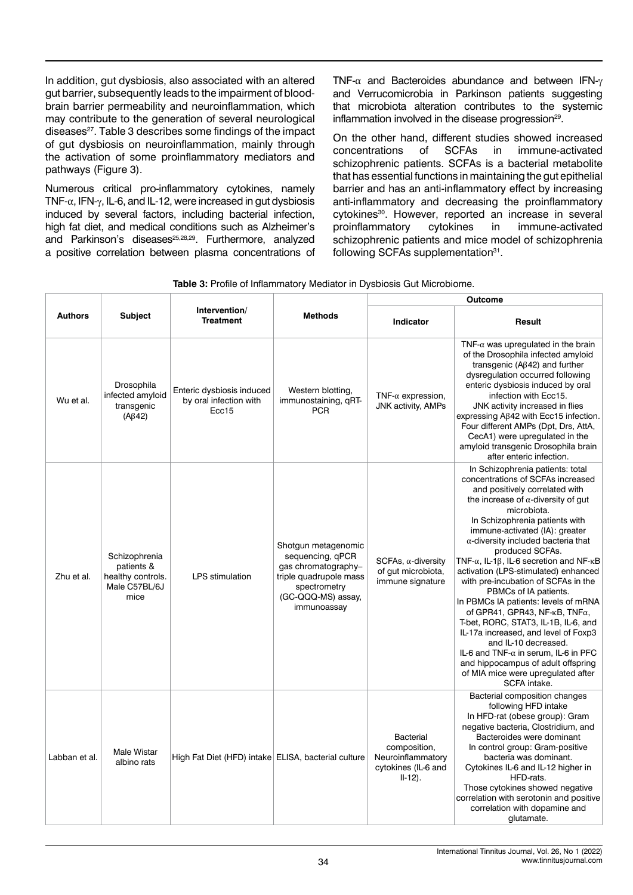In addition, gut dysbiosis, also associated with an altered gut barrier, subsequently leads to the impairment of blood-brain barrier permeability and neuroinflammation, which may contribute to the generation of several neurological diseases[27]. Table 3 describes some findings of the impact of gut dysbiosis on neuroinflammation, mainly through the activation of some proinflammatory mediators and pathways (Figure 3).

Numerous critical pro-inflammatory cytokines, namely TNF-α, IFN-γ, IL-6, and IL-12, were increased in gut dysbiosis induced by several factors, including bacterial infection, high fat diet, and medical conditions such as Alzheimer's and Parkinson's diseases[25,28,29]. Furthermore, analyzed a positive correlation between plasma concentrations of TNF-α and Bacteroides abundance and between IFN-γ and Verrucomicrobia in Parkinson patients suggesting that microbiota alteration contributes to the systemic inflammation involved in the disease progression[29].

On the other hand, different studies showed increased concentrations of SCFAs in immune-activated schizophrenic patients. SCFAs is a bacterial metabolite that has essential functions in maintaining the gut epithelial barrier and has an anti-inflammatory effect by increasing anti-inflammatory and decreasing the proinflammatory cytokines[30]. However, reported an increase in several proinflammatory cytokines in immune-activated schizophrenic patients and mice model of schizophrenia following SCFAs supplementation[31].

**Table 3:** Profile of Inflammatory Mediator in Dysbiosis Gut Microbiome.

| Authors | Subject | Intervention/ Treatment | Methods | Outcome | |
|---|---|---|---|---|---|
| | | | | Indicator | Result |
| Wu et al. | Drosophila infected amyloid transgenic (Aβ42) | Enteric dysbiosis induced by oral infection with Ecc15 | Western blotting, immunostaining, qRT-PCR | TNF-α expression, JNK activity, AMPs | TNF-α was upregulated in the brain of the Drosophila infected amyloid transgenic (Aβ42) and further dysregulation occurred following enteric dysbiosis induced by oral infection with Ecc15. JNK activity increased in flies expressing Aβ42 with Ecc15 infection. Four different AMPs (Dpt, Drs, AttA, CecA1) were upregulated in the amyloid transgenic Drosophila brain after enteric infection. |
| Zhu et al. | Schizophrenia patients & healthy controls. Male C57BL/6J mice | LPS stimulation | Shotgun metagenomic sequencing, qPCR gas chromatography–triple quadrupole mass spectrometry (GC-QQQ-MS) assay, immunoassay | SCFAs, α-diversity of gut microbiota, immune signature | In Schizophrenia patients: total concentrations of SCFAs increased and positively correlated with the increase of α-diversity of gut microbiota. In Schizophrenia patients with immune-activated (IA): greater α-diversity included bacteria that produced SCFAs. TNF-α, IL-1β, IL-6 secretion and NF-κB activation (LPS-stimulated) enhanced with pre-incubation of SCFAs in the PBMCs of IA patients. In PBMCs IA patients: levels of mRNA of GPR41, GPR43, NF-κB, TNFα, T-bet, RORC, STAT3, IL-1B, IL-6, and IL-17a increased, and level of Foxp3 and IL-10 decreased. IL-6 and TNF-α in serum, IL-6 in PFC and hippocampus of adult offspring of MIA mice were upregulated after SCFA intake. |
| Labban et al. | Male Wistar albino rats | High Fat Diet (HFD) intake | ELISA, bacterial culture | Bacterial composition, Neuroinflammatory cytokines (IL-6 and Il-12). | Bacterial composition changes following HFD intake In HFD-rat (obese group): Gram negative bacteria, Clostridium, and Bacteroides were dominant In control group: Gram-positive bacteria was dominant. Cytokines IL-6 and IL-12 higher in HFD-rats. Those cytokines showed negative correlation with serotonin and positive correlation with dopamine and glutamate. |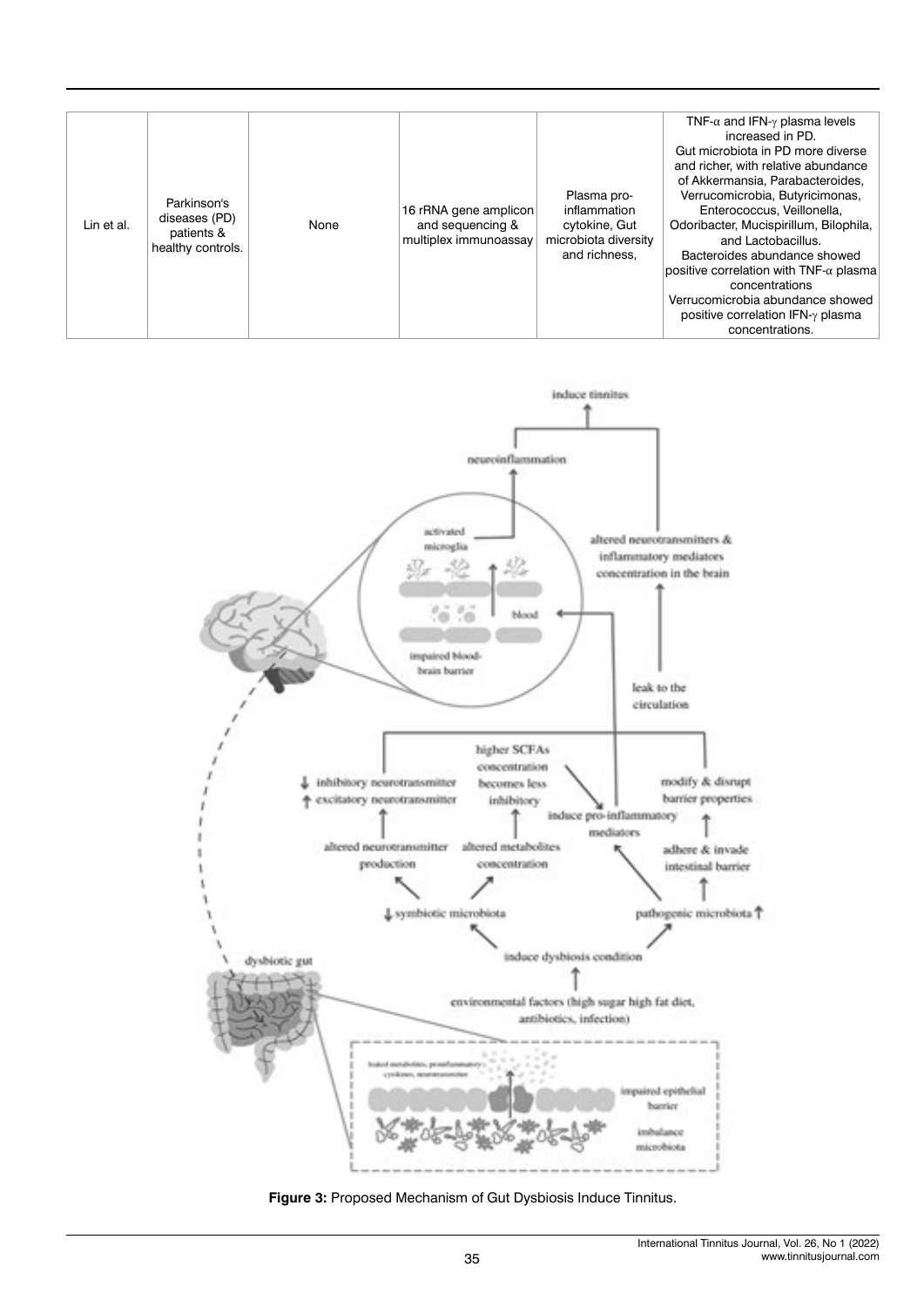| Lin et al. | Parkinson's diseases (PD) patients & healthy controls. | None | 16 rRNA gene amplicon and sequencing & multiplex immunoassay | Plasma pro-inflammation cytokine, Gut microbiota diversity and richness, | TNF-α and IFN-γ plasma levels increased in PD. Gut microbiota in PD more diverse and richer, with relative abundance of Akkermansia, Parabacteroides, Verrucomicrobia, Butyricimonas, Enterococcus, Veillonella, Odoribacter, Mucispirillum, Bilophila, and Lactobacillus. Bacteroides abundance showed positive correlation with TNF-α plasma concentrations Verrucomicrobia abundance showed positive correlation IFN-γ plasma concentrations. |
|---|---|---|---|---|---|

**Figure 3:** Proposed Mechanism of Gut Dysbiosis Induce Tinnitus.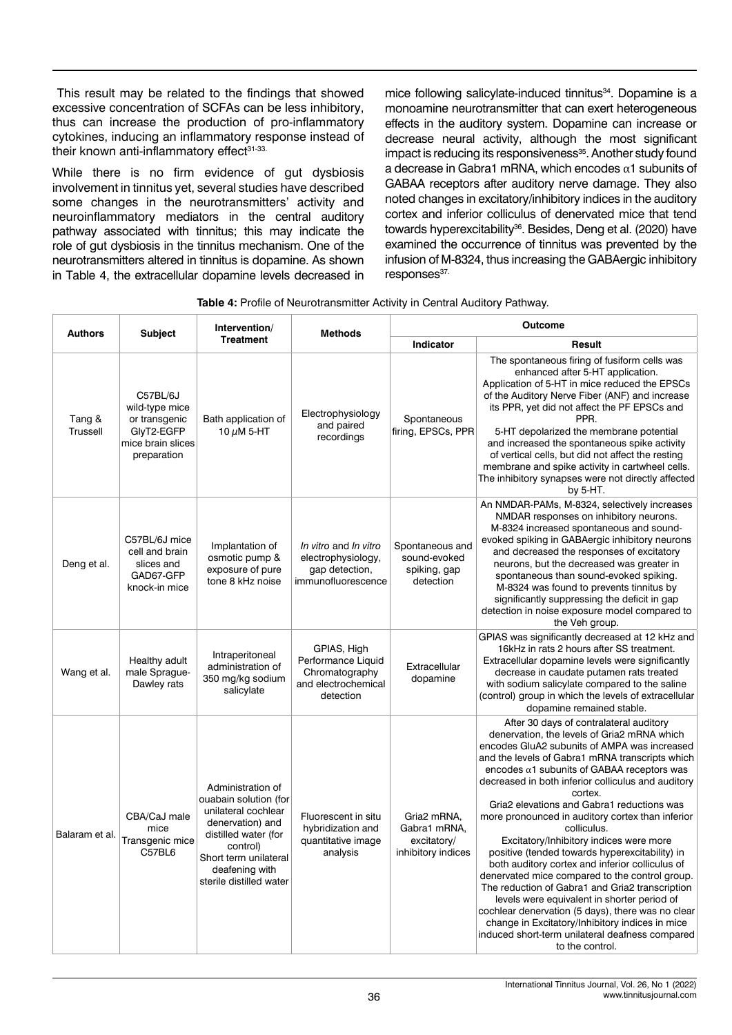This result may be related to the findings that showed excessive concentration of SCFAs can be less inhibitory, thus can increase the production of pro-inflammatory cytokines, inducing an inflammatory response instead of their known anti-inflammatory effect[31-33].

While there is no firm evidence of gut dysbiosis involvement in tinnitus yet, several studies have described some changes in the neurotransmitters' activity and neuroinflammatory mediators in the central auditory pathway associated with tinnitus; this may indicate the role of gut dysbiosis in the tinnitus mechanism. One of the neurotransmitters altered in tinnitus is dopamine. As shown in Table 4, the extracellular dopamine levels decreased in mice following salicylate-induced tinnitus[34]. Dopamine is a monoamine neurotransmitter that can exert heterogeneous effects in the auditory system. Dopamine can increase or decrease neural activity, although the most significant impact is reducing its responsiveness[35]. Another study found a decrease in Gabra1 mRNA, which encodes α1 subunits of GABAA receptors after auditory nerve damage. They also noted changes in excitatory/inhibitory indices in the auditory cortex and inferior colliculus of denervated mice that tend towards hyperexcitability[36]. Besides, Deng et al. (2020) have examined the occurrence of tinnitus was prevented by the infusion of M-8324, thus increasing the GABAergic inhibitory responses[37].

**Table 4:** Profile of Neurotransmitter Activity in Central Auditory Pathway.

| Authors | Subject | Intervention/ Treatment | Methods | Outcome | |
|---|---|---|---|---|---|
| | | | | Indicator | Result |
| Tang & Trussell | C57BL/6J wild-type mice or transgenic GlyT2-EGFP mice brain slices preparation | Bath application of 10 $\mu$M 5-HT | Electrophysiology and paired recordings | Spontaneous firing, EPSCs, PPR | The spontaneous firing of fusiform cells was enhanced after 5-HT application. Application of 5-HT in mice reduced the EPSCs of the Auditory Nerve Fiber (ANF) and increase its PPR, yet did not affect the PF EPSCs and PPR. 5-HT depolarized the membrane potential and increased the spontaneous spike activity of vertical cells, but did not affect the resting membrane and spike activity in cartwheel cells. The inhibitory synapses were not directly affected by 5-HT. |
| Deng et al. | C57BL/6J mice cell and brain slices and GAD67-GFP knock-in mice | Implantation of osmotic pump & exposure of pure tone 8 kHz noise | *In vitro* and *In vitro* electrophysiology, gap detection, immunofluorescence | Spontaneous and sound-evoked spiking, gap detection | An NMDAR-PAMs, M-8324, selectively increases NMDAR responses on inhibitory neurons. M-8324 increased spontaneous and sound-evoked spiking in GABAergic inhibitory neurons and decreased the responses of excitatory neurons, but the decreased was greater in spontaneous than sound-evoked spiking. M-8324 was found to prevents tinnitus by significantly suppressing the deficit in gap detection in noise exposure model compared to the Veh group. |
| Wang et al. | Healthy adult male Sprague-Dawley rats | Intraperitoneal administration of 350 mg/kg sodium salicylate | GPIAS, High Performance Liquid Chromatography and electrochemical detection | Extracellular dopamine | GPIAS was significantly decreased at 12 kHz and 16kHz in rats 2 hours after SS treatment. Extracellular dopamine levels were significantly decrease in caudate putamen rats treated with sodium salicylate compared to the saline (control) group in which the levels of extracellular dopamine remained stable. |
| Balaram et al. | CBA/CaJ male mice Transgenic mice C57BL6 | Administration of ouabain solution (for unilateral cochlear denervation) and distilled water (for control) Short term unilateral deafening with sterile distilled water | Fluorescent in situ hybridization and quantitative image analysis | Gria2 mRNA, Gabra1 mRNA, excitatory/ inhibitory indices | After 30 days of contralateral auditory denervation, the levels of Gria2 mRNA which encodes GluA2 subunits of AMPA was increased and the levels of Gabra1 mRNA transcripts which encodes α1 subunits of GABAA receptors was decreased in both inferior colliculus and auditory cortex. Gria2 elevations and Gabra1 reductions was more pronounced in auditory cortex than inferior colliculus. Excitatory/Inhibitory indices were more positive (tended towards hyperexcitability) in both auditory cortex and inferior colliculus of denervated mice compared to the control group. The reduction of Gabra1 and Gria2 transcription levels were equivalent in shorter period of cochlear denervation (5 days), there was no clear change in Excitatory/Inhibitory indices in mice induced short-term unilateral deafness compared to the control. |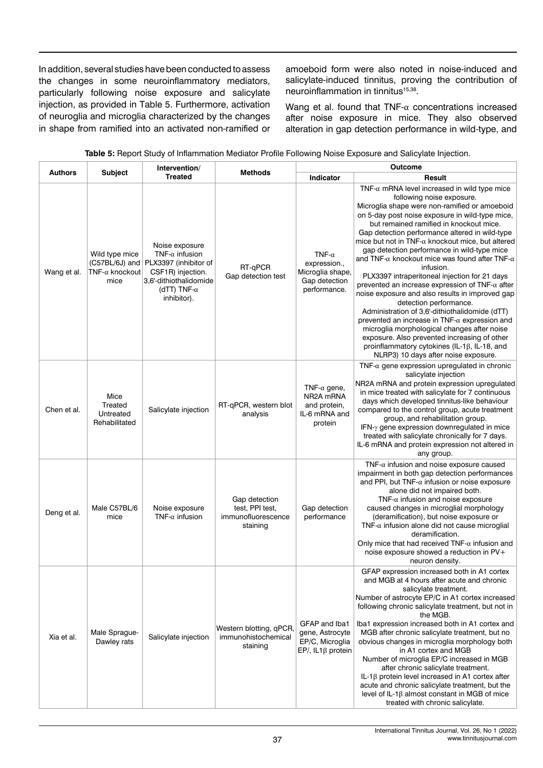In addition, several studies have been conducted to assess the changes in some neuroinflammatory mediators, particularly following noise exposure and salicylate injection, as provided in Table 5. Furthermore, activation of neuroglia and microglia characterized by the changes in shape from ramified into an activated non-ramified or amoeboid form were also noted in noise-induced and salicylate-induced tinnitus, proving the contribution of neuroinflammation in tinnitus[15,38].

Wang et al. found that TNF-α concentrations increased after noise exposure in mice. They also observed alteration in gap detection performance in wild-type, and

**Table 5:** Report Study of Inflammation Mediator Profile Following Noise Exposure and Salicylate Injection.

| Authors | Subject | Intervention/ Treated | Methods | Outcome | |
|---|---|---|---|---|---|
| | | | | Indicator | Result |
| Wang et al. | Wild type mice (C57BL/6J) and TNF-α knockout mice | Noise exposure TNF-α infusion PLX3397 (inhibitor of CSF1R) injection. 3,6'-dithiothalidomide (dTT) TNF-α inhibitor). | RT-qPCR Gap detection test | TNF-α expression., Microglia shape, Gap detection performance. | TNF-α mRNA level increased in wild type mice following noise exposure. Microglia shape were non-ramified or amoeboid on 5-day post noise exposure in wild-type mice, but remained ramified in knockout mice. Gap detection performance altered in wild-type mice but not in TNF-α knockout mice, but altered gap detection performance in wild-type mice and TNF-α knockout mice was found after TNF-α infusion. PLX3397 intraperitoneal injection for 21 days prevented an increase expression of TNF-α after noise exposure and also results in improved gap detection performance. Administration of 3,6'-dithiothalidomide (dTT) prevented an increase in TNF-α expression and microglia morphological changes after noise exposure. Also prevented increasing of other proinflammatory cytokines (IL-1β, IL-18, and NLRP3) 10 days after noise exposure. |
| Chen et al. | Mice Treated Untreated Rehabilitated | Salicylate injection | RT-qPCR, western blot analysis | TNF-α gene, NR2A mRNA and protein, IL-6 mRNA and protein | TNF-α gene expression upregulated in chronic salicylate injection NR2A mRNA and protein expression upregulated in mice treated with salicylate for 7 continuous days which developed tinnitus-like behaviour compared to the control group, acute treatment group, and rehabilitation group. IFN-γ gene expression downregulated in mice treated with salicylate chronically for 7 days. IL-6 mRNA and protein expression not altered in any group. |
| Deng et al. | Male C57BL/6 mice | Noise exposure TNF-α infusion | Gap detection test, PPI test, immunofluorescence staining | Gap detection performance | TNF-α infusion and noise exposure caused impairment in both gap detection performances and PPI, but TNF-α infusion or noise exposure alone did not impaired both. TNF-α infusion and noise exposure caused changes in microglial morphology (deramification), but noise exposure or TNF-α infusion alone did not cause microglial deramification. Only mice that had received TNF-α infusion and noise exposure showed a reduction in PV+ neuron density. |
| Xia et al. | Male Sprague-Dawley rats | Salicylate injection | Western blotting, qPCR, immunohistochemical staining | GFAP and Iba1 gene, Astrocyte EP/C, Microglia EP/, IL1β protein | GFAP expression increased both in A1 cortex and MGB at 4 hours after acute and chronic salicylate treatment. Number of astrocyte EP/C in A1 cortex increased following chronic salicylate treatment, but not in the MGB. Iba1 expression increased both in A1 cortex and MGB after chronic salicylate treatment, but no obvious changes in microglia morphology both in A1 cortex and MGB Number of microglia EP/C increased in MGB after chronic salicylate treatment. IL-1β protein level increased in A1 cortex after acute and chronic salicylate treatment, but the level of IL-1β almost constant in MGB of mice treated with chronic salicylate. |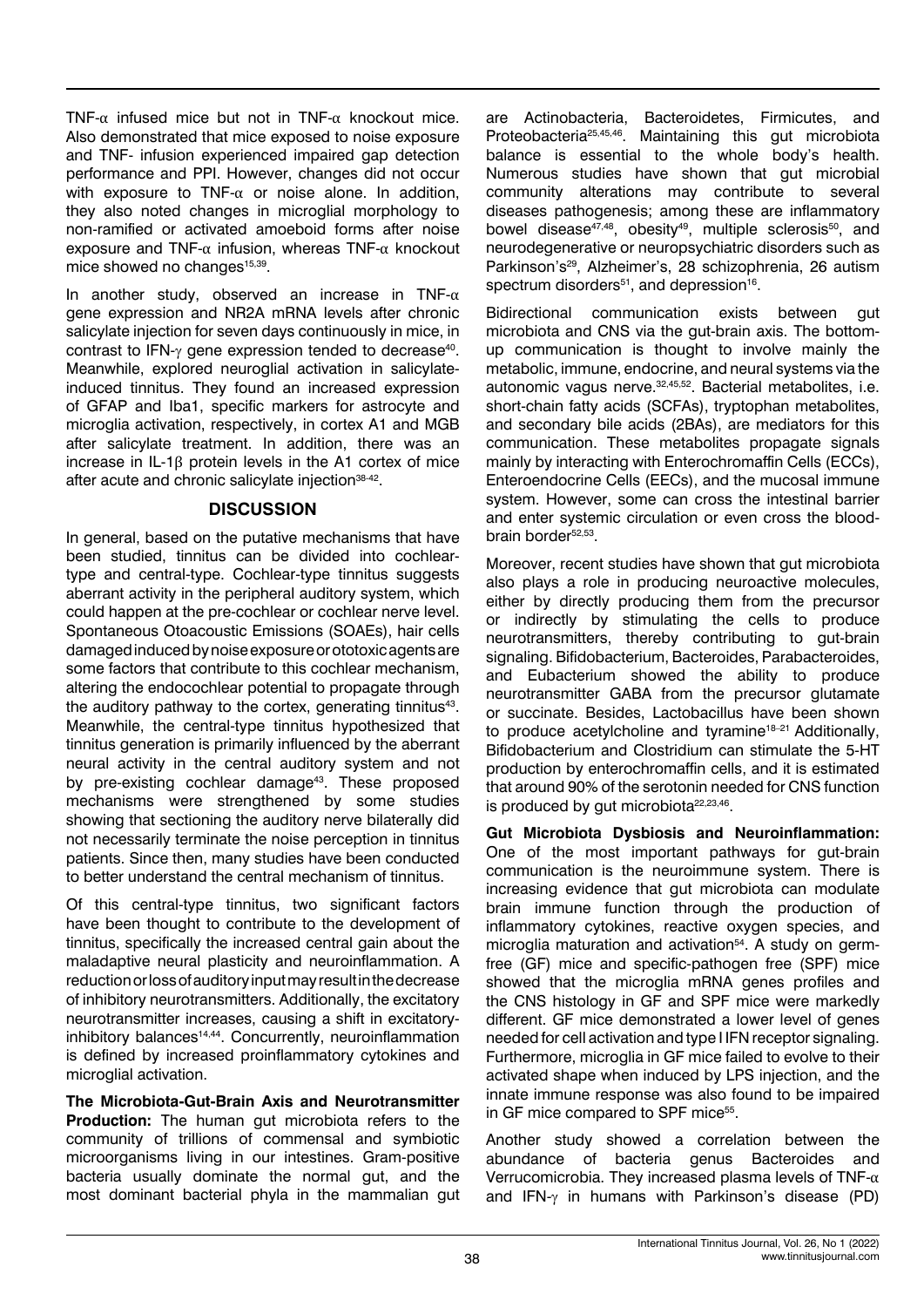TNF-α infused mice but not in TNF-α knockout mice. Also demonstrated that mice exposed to noise exposure and TNF- infusion experienced impaired gap detection performance and PPI. However, changes did not occur with exposure to TNF-α or noise alone. In addition, they also noted changes in microglial morphology to non-ramified or activated amoeboid forms after noise exposure and TNF-α infusion, whereas TNF-α knockout mice showed no changes[15,39].

In another study, observed an increase in TNF-α gene expression and NR2A mRNA levels after chronic salicylate injection for seven days continuously in mice, in contrast to IFN-γ gene expression tended to decrease[40]. Meanwhile, explored neuroglial activation in salicylate-induced tinnitus. They found an increased expression of GFAP and Iba1, specific markers for astrocyte and microglia activation, respectively, in cortex A1 and MGB after salicylate treatment. In addition, there was an increase in IL-1β protein levels in the A1 cortex of mice after acute and chronic salicylate injection[38-42].

## DISCUSSION

In general, based on the putative mechanisms that have been studied, tinnitus can be divided into cochlear-type and central-type. Cochlear-type tinnitus suggests aberrant activity in the peripheral auditory system, which could happen at the pre-cochlear or cochlear nerve level. Spontaneous Otoacoustic Emissions (SOAEs), hair cells damaged induced by noise exposure or ototoxic agents are some factors that contribute to this cochlear mechanism, altering the endocochlear potential to propagate through the auditory pathway to the cortex, generating tinnitus[43]. Meanwhile, the central-type tinnitus hypothesized that tinnitus generation is primarily influenced by the aberrant neural activity in the central auditory system and not by pre-existing cochlear damage[43]. These proposed mechanisms were strengthened by some studies showing that sectioning the auditory nerve bilaterally did not necessarily terminate the noise perception in tinnitus patients. Since then, many studies have been conducted to better understand the central mechanism of tinnitus.

Of this central-type tinnitus, two significant factors have been thought to contribute to the development of tinnitus, specifically the increased central gain about the maladaptive neural plasticity and neuroinflammation. A reduction or loss of auditory input may result in the decrease of inhibitory neurotransmitters. Additionally, the excitatory neurotransmitter increases, causing a shift in excitatory-inhibitory balances[14,44]. Concurrently, neuroinflammation is defined by increased proinflammatory cytokines and microglial activation.

**The Microbiota-Gut-Brain Axis and Neurotransmitter Production:** The human gut microbiota refers to the community of trillions of commensal and symbiotic microorganisms living in our intestines. Gram-positive bacteria usually dominate the normal gut, and the most dominant bacterial phyla in the mammalian gut are Actinobacteria, Bacteroidetes, Firmicutes, and Proteobacteria[25,45,46]. Maintaining this gut microbiota balance is essential to the whole body's health. Numerous studies have shown that gut microbial community alterations may contribute to several diseases pathogenesis; among these are inflammatory bowel disease[47,48], obesity[49], multiple sclerosis[50], and neurodegenerative or neuropsychiatric disorders such as Parkinson's[29], Alzheimer's, 28 schizophrenia, 26 autism spectrum disorders[51], and depression[16].

Bidirectional communication exists between gut microbiota and CNS via the gut-brain axis. The bottom-up communication is thought to involve mainly the metabolic, immune, endocrine, and neural systems via the autonomic vagus nerve.[32,45,52] Bacterial metabolites, i.e. short-chain fatty acids (SCFAs), tryptophan metabolites, and secondary bile acids (2BAs), are mediators for this communication. These metabolites propagate signals mainly by interacting with Enterochromaffin Cells (ECCs), Enteroendocrine Cells (EECs), and the mucosal immune system. However, some can cross the intestinal barrier and enter systemic circulation or even cross the blood-brain border[52,53].

Moreover, recent studies have shown that gut microbiota also plays a role in producing neuroactive molecules, either by directly producing them from the precursor or indirectly by stimulating the cells to produce neurotransmitters, thereby contributing to gut-brain signaling. Bifidobacterium, Bacteroides, Parabacteroides, and Eubacterium showed the ability to produce neurotransmitter GABA from the precursor glutamate or succinate. Besides, Lactobacillus have been shown to produce acetylcholine and tyramine[18-21] Additionally, Bifidobacterium and Clostridium can stimulate the 5-HT production by enterochromaffin cells, and it is estimated that around 90% of the serotonin needed for CNS function is produced by gut microbiota[22,23,46].

**Gut Microbiota Dysbiosis and Neuroinflammation:** One of the most important pathways for gut-brain communication is the neuroimmune system. There is increasing evidence that gut microbiota can modulate brain immune function through the production of inflammatory cytokines, reactive oxygen species, and microglia maturation and activation[54]. A study on germ-free (GF) mice and specific-pathogen free (SPF) mice showed that the microglia mRNA genes profiles and the CNS histology in GF and SPF mice were markedly different. GF mice demonstrated a lower level of genes needed for cell activation and type I IFN receptor signaling. Furthermore, microglia in GF mice failed to evolve to their activated shape when induced by LPS injection, and the innate immune response was also found to be impaired in GF mice compared to SPF mice[55].

Another study showed a correlation between the abundance of bacteria genus Bacteroides and Verrucomicrobia. They increased plasma levels of TNF-α and IFN-γ in humans with Parkinson's disease (PD)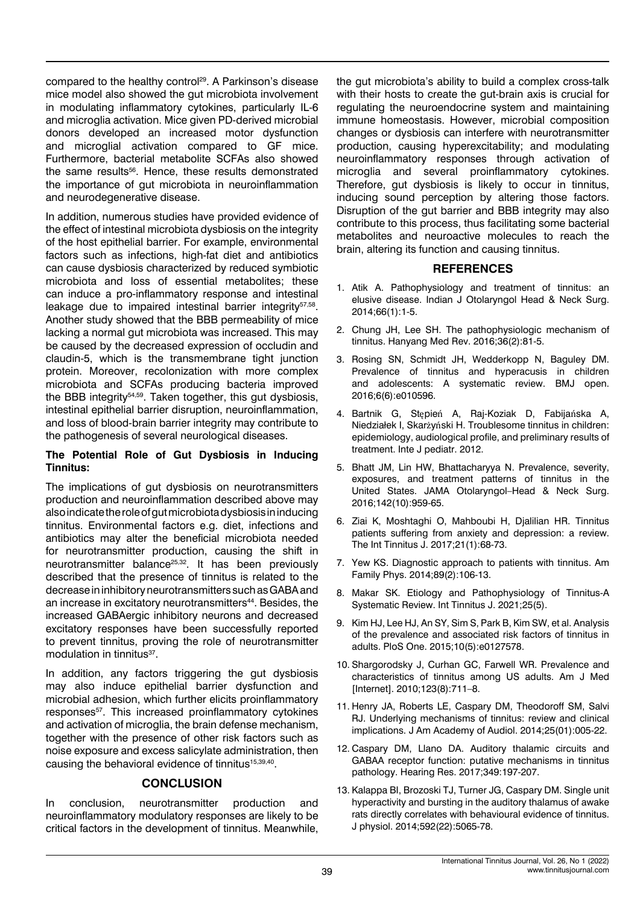compared to the healthy control[29]. A Parkinson's disease mice model also showed the gut microbiota involvement in modulating inflammatory cytokines, particularly IL-6 and microglia activation. Mice given PD-derived microbial donors developed an increased motor dysfunction and microglial activation compared to GF mice. Furthermore, bacterial metabolite SCFAs also showed the same results[56]. Hence, these results demonstrated the importance of gut microbiota in neuroinflammation and neurodegenerative disease.

In addition, numerous studies have provided evidence of the effect of intestinal microbiota dysbiosis on the integrity of the host epithelial barrier. For example, environmental factors such as infections, high-fat diet and antibiotics can cause dysbiosis characterized by reduced symbiotic microbiota and loss of essential metabolites; these can induce a pro-inflammatory response and intestinal leakage due to impaired intestinal barrier integrity[57,58]. Another study showed that the BBB permeability of mice lacking a normal gut microbiota was increased. This may be caused by the decreased expression of occludin and claudin-5, which is the transmembrane tight junction protein. Moreover, recolonization with more complex microbiota and SCFAs producing bacteria improved the BBB integrity[54,59]. Taken together, this gut dysbiosis, intestinal epithelial barrier disruption, neuroinflammation, and loss of blood-brain barrier integrity may contribute to the pathogenesis of several neurological diseases.

**The Potential Role of Gut Dysbiosis in Inducing Tinnitus:**

The implications of gut dysbiosis on neurotransmitters production and neuroinflammation described above may also indicate the role of gut microbiota dysbiosis in inducing tinnitus. Environmental factors e.g. diet, infections and antibiotics may alter the beneficial microbiota needed for neurotransmitter production, causing the shift in neurotransmitter balance[25,32]. It has been previously described that the presence of tinnitus is related to the decrease in inhibitory neurotransmitters such as GABA and an increase in excitatory neurotransmitters[44]. Besides, the increased GABAergic inhibitory neurons and decreased excitatory responses have been successfully reported to prevent tinnitus, proving the role of neurotransmitter modulation in tinnitus[37].

In addition, any factors triggering the gut dysbiosis may also induce epithelial barrier dysfunction and microbial adhesion, which further elicits proinflammatory responses[57]. This increased proinflammatory cytokines and activation of microglia, the brain defense mechanism, together with the presence of other risk factors such as noise exposure and excess salicylate administration, then causing the behavioral evidence of tinnitus[15,39,40].

## CONCLUSION

In conclusion, neurotransmitter production and neuroinflammatory modulatory responses are likely to be critical factors in the development of tinnitus. Meanwhile, the gut microbiota's ability to build a complex cross-talk with their hosts to create the gut-brain axis is crucial for regulating the neuroendocrine system and maintaining immune homeostasis. However, microbial composition changes or dysbiosis can interfere with neurotransmitter production, causing hyperexcitability; and modulating neuroinflammatory responses through activation of microglia and several proinflammatory cytokines. Therefore, gut dysbiosis is likely to occur in tinnitus, inducing sound perception by altering those factors. Disruption of the gut barrier and BBB integrity may also contribute to this process, thus facilitating some bacterial metabolites and neuroactive molecules to reach the brain, altering its function and causing tinnitus.

## REFERENCES

1. Atik A. Pathophysiology and treatment of tinnitus: an elusive disease. Indian J Otolaryngol Head & Neck Surg. 2014;66(1):1-5.
2. Chung JH, Lee SH. The pathophysiologic mechanism of tinnitus. Hanyang Med Rev. 2016;36(2):81-5.
3. Rosing SN, Schmidt JH, Wedderkopp N, Baguley DM. Prevalence of tinnitus and hyperacusis in children and adolescents: A systematic review. BMJ open. 2016;6(6):e010596.
4. Bartnik G, Stępień A, Raj-Koziak D, Fabijańska A, Niedziałek I, Skarżyński H. Troublesome tinnitus in children: epidemiology, audiological profile, and preliminary results of treatment. Inte J pediatr. 2012.
5. Bhatt JM, Lin HW, Bhattacharyya N. Prevalence, severity, exposures, and treatment patterns of tinnitus in the United States. JAMA Otolaryngol–Head & Neck Surg. 2016;142(10):959-65.
6. Ziai K, Moshtaghi O, Mahboubi H, Djalilian HR. Tinnitus patients suffering from anxiety and depression: a review. The Int Tinnitus J. 2017;21(1):68-73.
7. Yew KS. Diagnostic approach to patients with tinnitus. Am Family Phys. 2014;89(2):106-13.
8. Makar SK. Etiology and Pathophysiology of Tinnitus-A Systematic Review. Int Tinnitus J. 2021;25(5).
9. Kim HJ, Lee HJ, An SY, Sim S, Park B, Kim SW, et al. Analysis of the prevalence and associated risk factors of tinnitus in adults. PloS One. 2015;10(5):e0127578.
10. Shargorodsky J, Curhan GC, Farwell WR. Prevalence and characteristics of tinnitus among US adults. Am J Med [Internet]. 2010;123(8):711–8.
11. Henry JA, Roberts LE, Caspary DM, Theodoroff SM, Salvi RJ. Underlying mechanisms of tinnitus: review and clinical implications. J Am Academy of Audiol. 2014;25(01):005-22.
12. Caspary DM, Llano DA. Auditory thalamic circuits and GABAA receptor function: putative mechanisms in tinnitus pathology. Hearing Res. 2017;349:197-207.
13. Kalappa BI, Brozoski TJ, Turner JG, Caspary DM. Single unit hyperactivity and bursting in the auditory thalamus of awake rats directly correlates with behavioural evidence of tinnitus. J physiol. 2014;592(22):5065-78.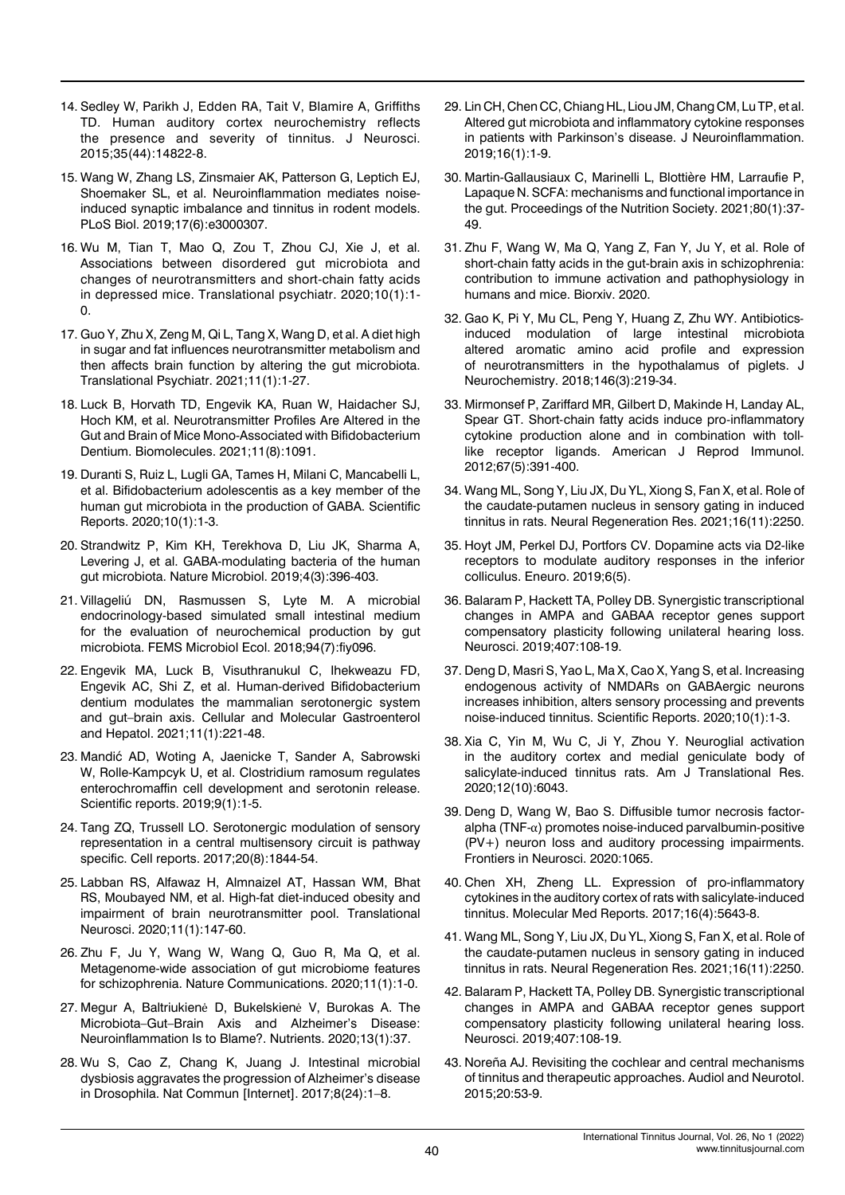14. Sedley W, Parikh J, Edden RA, Tait V, Blamire A, Griffiths TD. Human auditory cortex neurochemistry reflects the presence and severity of tinnitus. J Neurosci. 2015;35(44):14822-8.

15. Wang W, Zhang LS, Zinsmaier AK, Patterson G, Leptich EJ, Shoemaker SL, et al. Neuroinflammation mediates noise-induced synaptic imbalance and tinnitus in rodent models. PLoS Biol. 2019;17(6):e3000307.

16. Wu M, Tian T, Mao Q, Zou T, Zhou CJ, Xie J, et al. Associations between disordered gut microbiota and changes of neurotransmitters and short-chain fatty acids in depressed mice. Translational psychiatr. 2020;10(1):1-0.

17. Guo Y, Zhu X, Zeng M, Qi L, Tang X, Wang D, et al. A diet high in sugar and fat influences neurotransmitter metabolism and then affects brain function by altering the gut microbiota. Translational Psychiatr. 2021;11(1):1-27.

18. Luck B, Horvath TD, Engevik KA, Ruan W, Haidacher SJ, Hoch KM, et al. Neurotransmitter Profiles Are Altered in the Gut and Brain of Mice Mono-Associated with Bifidobacterium Dentium. Biomolecules. 2021;11(8):1091.

19. Duranti S, Ruiz L, Lugli GA, Tames H, Milani C, Mancabelli L, et al. Bifidobacterium adolescentis as a key member of the human gut microbiota in the production of GABA. Scientific Reports. 2020;10(1):1-3.

20. Strandwitz P, Kim KH, Terekhova D, Liu JK, Sharma A, Levering J, et al. GABA-modulating bacteria of the human gut microbiota. Nature Microbiol. 2019;4(3):396-403.

21. Villageliú DN, Rasmussen S, Lyte M. A microbial endocrinology-based simulated small intestinal medium for the evaluation of neurochemical production by gut microbiota. FEMS Microbiol Ecol. 2018;94(7):fiy096.

22. Engevik MA, Luck B, Visuthranukul C, Ihekweazu FD, Engevik AC, Shi Z, et al. Human-derived Bifidobacterium dentium modulates the mammalian serotonergic system and gut–brain axis. Cellular and Molecular Gastroenterol and Hepatol. 2021;11(1):221-48.

23. Mandić AD, Woting A, Jaenicke T, Sander A, Sabrowski W, Rolle-Kampcyk U, et al. Clostridium ramosum regulates enterochromaffin cell development and serotonin release. Scientific reports. 2019;9(1):1-5.

24. Tang ZQ, Trussell LO. Serotonergic modulation of sensory representation in a central multisensory circuit is pathway specific. Cell reports. 2017;20(8):1844-54.

25. Labban RS, Alfawaz H, Almnaizel AT, Hassan WM, Bhat RS, Moubayed NM, et al. High-fat diet-induced obesity and impairment of brain neurotransmitter pool. Translational Neurosci. 2020;11(1):147-60.

26. Zhu F, Ju Y, Wang W, Wang Q, Guo R, Ma Q, et al. Metagenome-wide association of gut microbiome features for schizophrenia. Nature Communications. 2020;11(1):1-0.

27. Megur A, Baltriukienė D, Bukelskienė V, Burokas A. The Microbiota–Gut–Brain Axis and Alzheimer's Disease: Neuroinflammation Is to Blame?. Nutrients. 2020;13(1):37.

28. Wu S, Cao Z, Chang K, Juang J. Intestinal microbial dysbiosis aggravates the progression of Alzheimer's disease in Drosophila. Nat Commun [Internet]. 2017;8(24):1–8.

29. Lin CH, Chen CC, Chiang HL, Liou JM, Chang CM, Lu TP, et al. Altered gut microbiota and inflammatory cytokine responses in patients with Parkinson's disease. J Neuroinflammation. 2019;16(1):1-9.

30. Martin-Gallausiaux C, Marinelli L, Blottière HM, Larraufie P, Lapaque N. SCFA: mechanisms and functional importance in the gut. Proceedings of the Nutrition Society. 2021;80(1):37-49.

31. Zhu F, Wang W, Ma Q, Yang Z, Fan Y, Ju Y, et al. Role of short-chain fatty acids in the gut-brain axis in schizophrenia: contribution to immune activation and pathophysiology in humans and mice. Biorxiv. 2020.

32. Gao K, Pi Y, Mu CL, Peng Y, Huang Z, Zhu WY. Antibiotics-induced modulation of large intestinal microbiota altered aromatic amino acid profile and expression of neurotransmitters in the hypothalamus of piglets. J Neurochemistry. 2018;146(3):219-34.

33. Mirmonsef P, Zariffard MR, Gilbert D, Makinde H, Landay AL, Spear GT. Short-chain fatty acids induce pro-inflammatory cytokine production alone and in combination with toll-like receptor ligands. American J Reprod Immunol. 2012;67(5):391-400.

34. Wang ML, Song Y, Liu JX, Du YL, Xiong S, Fan X, et al. Role of the caudate-putamen nucleus in sensory gating in induced tinnitus in rats. Neural Regeneration Res. 2021;16(11):2250.

35. Hoyt JM, Perkel DJ, Portfors CV. Dopamine acts via D2-like receptors to modulate auditory responses in the inferior colliculus. Eneuro. 2019;6(5).

36. Balaram P, Hackett TA, Polley DB. Synergistic transcriptional changes in AMPA and GABAA receptor genes support compensatory plasticity following unilateral hearing loss. Neurosci. 2019;407:108-19.

37. Deng D, Masri S, Yao L, Ma X, Cao X, Yang S, et al. Increasing endogenous activity of NMDARs on GABAergic neurons increases inhibition, alters sensory processing and prevents noise-induced tinnitus. Scientific Reports. 2020;10(1):1-3.

38. Xia C, Yin M, Wu C, Ji Y, Zhou Y. Neuroglial activation in the auditory cortex and medial geniculate body of salicylate-induced tinnitus rats. Am J Translational Res. 2020;12(10):6043.

39. Deng D, Wang W, Bao S. Diffusible tumor necrosis factor-alpha (TNF-$\alpha$) promotes noise-induced parvalbumin-positive (PV+) neuron loss and auditory processing impairments. Frontiers in Neurosci. 2020:1065.

40. Chen XH, Zheng LL. Expression of pro-inflammatory cytokines in the auditory cortex of rats with salicylate-induced tinnitus. Molecular Med Reports. 2017;16(4):5643-8.

41. Wang ML, Song Y, Liu JX, Du YL, Xiong S, Fan X, et al. Role of the caudate-putamen nucleus in sensory gating in induced tinnitus in rats. Neural Regeneration Res. 2021;16(11):2250.

42. Balaram P, Hackett TA, Polley DB. Synergistic transcriptional changes in AMPA and GABAA receptor genes support compensatory plasticity following unilateral hearing loss. Neurosci. 2019;407:108-19.

43. Noreña AJ. Revisiting the cochlear and central mechanisms of tinnitus and therapeutic approaches. Audiol and Neurotol. 2015;20:53-9.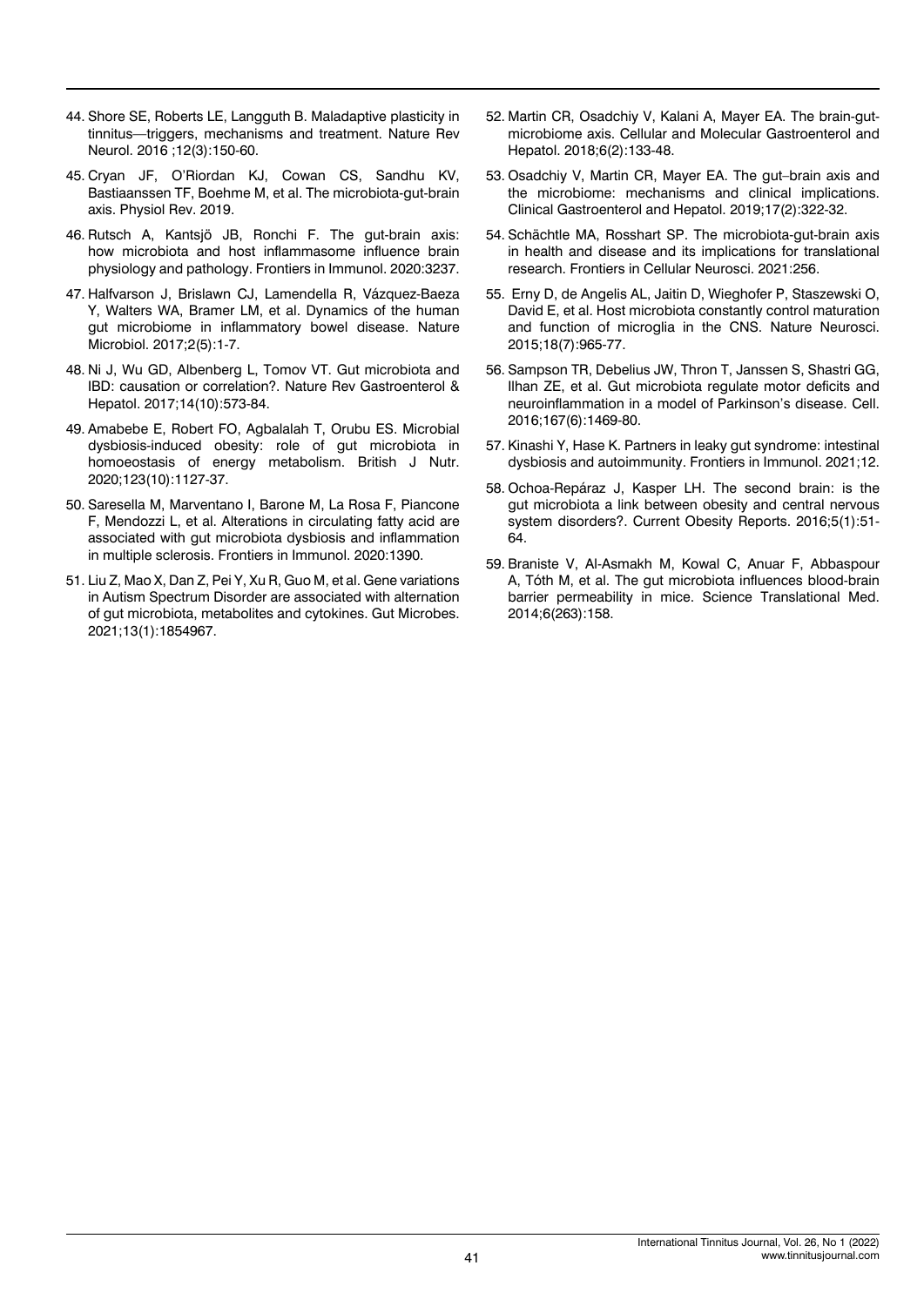44. Shore SE, Roberts LE, Langguth B. Maladaptive plasticity in tinnitus—triggers, mechanisms and treatment. Nature Rev Neurol. 2016 ;12(3):150-60.

45. Cryan JF, O'Riordan KJ, Cowan CS, Sandhu KV, Bastiaanssen TF, Boehme M, et al. The microbiota-gut-brain axis. Physiol Rev. 2019.

46. Rutsch A, Kantsjö JB, Ronchi F. The gut-brain axis: how microbiota and host inflammasome influence brain physiology and pathology. Frontiers in Immunol. 2020:3237.

47. Halfvarson J, Brislawn CJ, Lamendella R, Vázquez-Baeza Y, Walters WA, Bramer LM, et al. Dynamics of the human gut microbiome in inflammatory bowel disease. Nature Microbiol. 2017;2(5):1-7.

48. Ni J, Wu GD, Albenberg L, Tomov VT. Gut microbiota and IBD: causation or correlation?. Nature Rev Gastroenterol & Hepatol. 2017;14(10):573-84.

49. Amabebe E, Robert FO, Agbalalah T, Orubu ES. Microbial dysbiosis-induced obesity: role of gut microbiota in homoeostasis of energy metabolism. British J Nutr. 2020;123(10):1127-37.

50. Saresella M, Marventano I, Barone M, La Rosa F, Piancone F, Mendozzi L, et al. Alterations in circulating fatty acid are associated with gut microbiota dysbiosis and inflammation in multiple sclerosis. Frontiers in Immunol. 2020:1390.

51. Liu Z, Mao X, Dan Z, Pei Y, Xu R, Guo M, et al. Gene variations in Autism Spectrum Disorder are associated with alternation of gut microbiota, metabolites and cytokines. Gut Microbes. 2021;13(1):1854967.

52. Martin CR, Osadchiy V, Kalani A, Mayer EA. The brain-gut-microbiome axis. Cellular and Molecular Gastroenterol and Hepatol. 2018;6(2):133-48.

53. Osadchiy V, Martin CR, Mayer EA. The gut–brain axis and the microbiome: mechanisms and clinical implications. Clinical Gastroenterol and Hepatol. 2019;17(2):322-32.

54. Schächtle MA, Rosshart SP. The microbiota-gut-brain axis in health and disease and its implications for translational research. Frontiers in Cellular Neurosci. 2021:256.

55. Erny D, de Angelis AL, Jaitin D, Wieghofer P, Staszewski O, David E, et al. Host microbiota constantly control maturation and function of microglia in the CNS. Nature Neurosci. 2015;18(7):965-77.

56. Sampson TR, Debelius JW, Thron T, Janssen S, Shastri GG, Ilhan ZE, et al. Gut microbiota regulate motor deficits and neuroinflammation in a model of Parkinson's disease. Cell. 2016;167(6):1469-80.

57. Kinashi Y, Hase K. Partners in leaky gut syndrome: intestinal dysbiosis and autoimmunity. Frontiers in Immunol. 2021;12.

58. Ochoa-Repáraz J, Kasper LH. The second brain: is the gut microbiota a link between obesity and central nervous system disorders?. Current Obesity Reports. 2016;5(1):51-64.

59. Braniste V, Al-Asmakh M, Kowal C, Anuar F, Abbaspour A, Tóth M, et al. The gut microbiota influences blood-brain barrier permeability in mice. Science Translational Med. 2014;6(263):158.